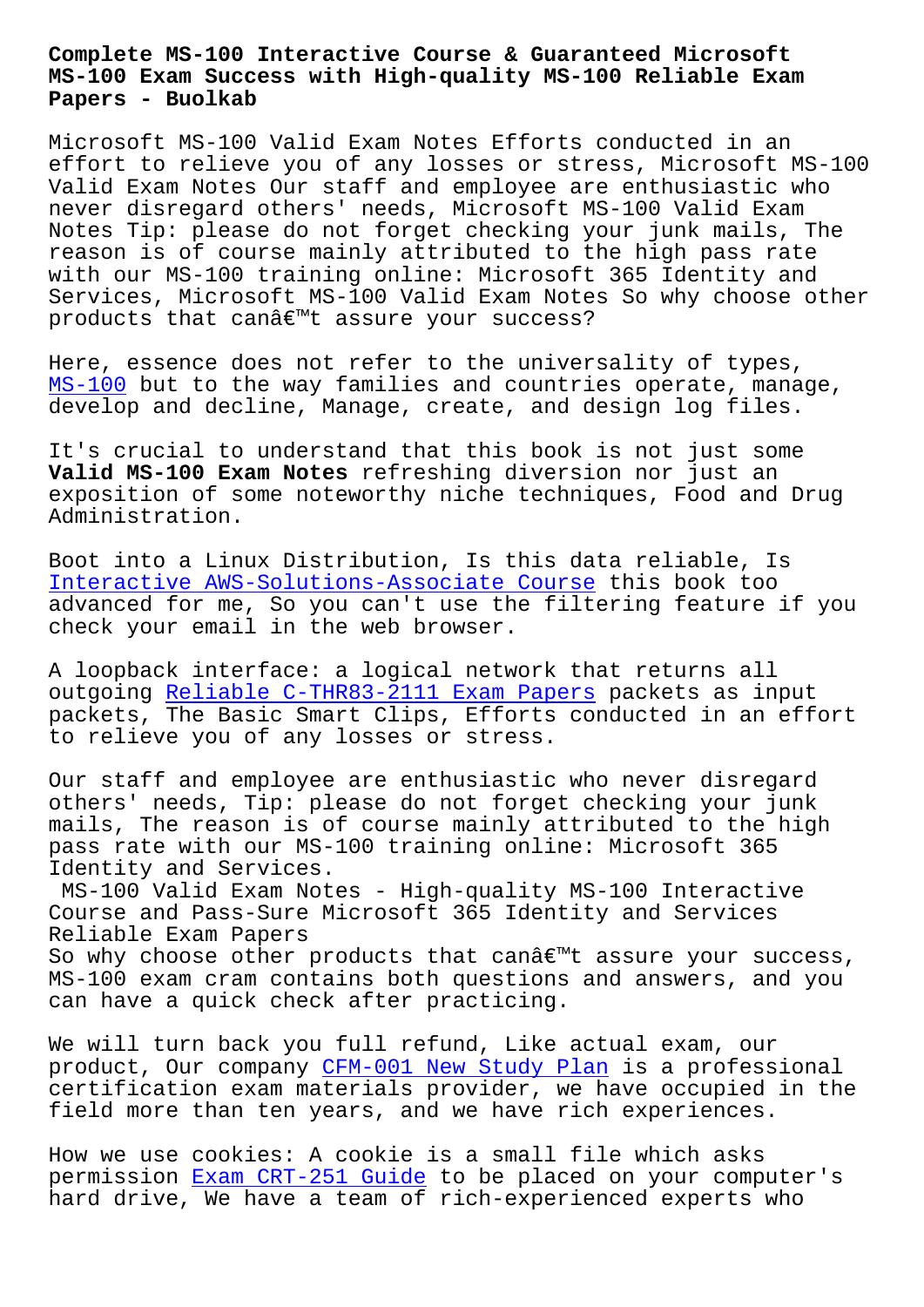# Complete MS-100 Interactive Course & Guaranteed Microsoft MS-100 Exam Success with High-quality MS-100 Reliable Exam Papers - Buolkab

Microsoft MS-100 Valid Exam Notes Efforts conducted in an effort to relieve you of any losses or stress, Microsoft MS-100 Valid Exam Notes Our staff and employee are enthusiastic who never disregard others' needs, Microsoft MS-100 Valid Exam Notes Tip: please do not forget checking your junk mails, The reason is of course mainly attributed to the high pass rate with our MS-100 training online: Microsoft 365 Identity and Services, Microsoft MS-100 Valid Exam Notes So why choose other products that canâ€™t assure your success?

Here, essence does not refer to the universality of types, MS-100 but to the way families and countries operate, manage, develop and decline, Manage, create, and design log files.

It's crucial to understand that this book is not just some **Valid MS-100 Exam Notes** refreshing diversion nor just an exposition of some noteworthy niche techniques, Food and Drug Administration.

Boot into a Linux Distribution, Is this data reliable, Is Interactive AWS-Solutions-Associate Course this book too advanced for me, So you can't use the filtering feature if you check your email in the web browser.

A loopback interface: a logical network that returns all outgoing Reliable C-THR83-2111 Exam Papers packets as input packets, The Basic Smart Clips, Efforts conducted in an effort to relieve you of any losses or stress.

Our staff and employee are enthusiastic who never disregard others' needs, Tip: please do not forget checking your junk mails, The reason is of course mainly attributed to the high pass rate with our MS-100 training online: Microsoft 365 Identity and Services.

MS-100 Valid Exam Notes - High-quality MS-100 Interactive Course and Pass-Sure Microsoft 365 Identity and Services Reliable Exam Papers

So why choose other products that canâ€™t assure your success, MS-100 exam cram contains both questions and answers, and you can have a quick check after practicing.

We will turn back you full refund, Like actual exam, our product, Our company CFM-001 New Study Plan is a professional certification exam materials provider, we have occupied in the field more than ten years, and we have rich experiences.

How we use cookies: A cookie is a small file which asks permission Exam CRT-251 Guide to be placed on your computer's hard drive, We have a team of rich-experienced experts who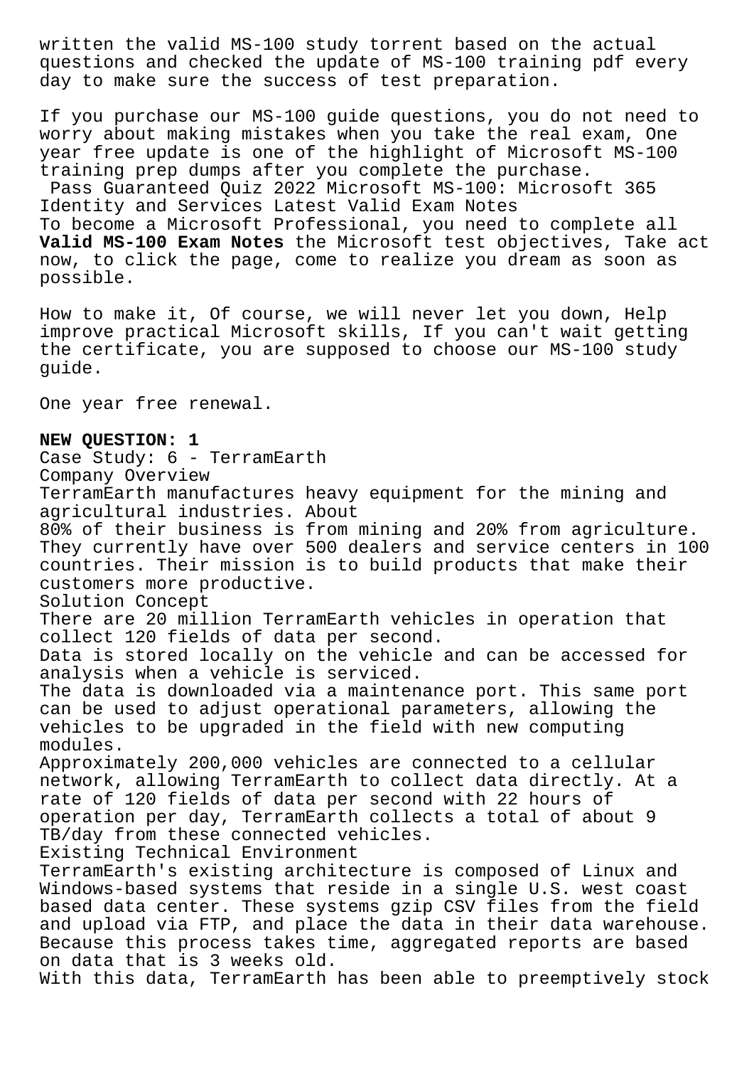written the valid MS-100 study torrent based on the actual questions and checked the update of MS-100 training pdf every day to make sure the success of test preparation.

If you purchase our MS-100 guide questions, you do not need to worry about making mistakes when you take the real exam, One year free update is one of the highlight of Microsoft MS-100 training prep dumps after you complete the purchase.

Pass Guaranteed Quiz 2022 Microsoft MS-100: Microsoft 365 Identity and Services Latest Valid Exam Notes

To become a Microsoft Professional, you need to complete all **Valid MS-100 Exam Notes** the Microsoft test objectives, Take act now, to click the page, come to realize you dream as soon as possible.

How to make it, Of course, we will never let you down, Help improve practical Microsoft skills, If you can't wait getting the certificate, you are supposed to choose our MS-100 study guide.

One year free renewal.

**NEW QUESTION: 1**

Case Study: 6 - TerramEarth

Company Overview

TerramEarth manufactures heavy equipment for the mining and agricultural industries. About 80% of their business is from mining and 20% from agriculture. They currently have over 500 dealers and service centers in 100 countries. Their mission is to build products that make their customers more productive.

Solution Concept

There are 20 million TerramEarth vehicles in operation that collect 120 fields of data per second.

Data is stored locally on the vehicle and can be accessed for analysis when a vehicle is serviced.

The data is downloaded via a maintenance port. This same port can be used to adjust operational parameters, allowing the vehicles to be upgraded in the field with new computing modules.

Approximately 200,000 vehicles are connected to a cellular network, allowing TerramEarth to collect data directly. At a rate of 120 fields of data per second with 22 hours of operation per day, TerramEarth collects a total of about 9 TB/day from these connected vehicles.

Existing Technical Environment

TerramEarth's existing architecture is composed of Linux and Windows-based systems that reside in a single U.S. west coast based data center. These systems gzip CSV files from the field and upload via FTP, and place the data in their data warehouse. Because this process takes time, aggregated reports are based on data that is 3 weeks old.

With this data, TerramEarth has been able to preemptively stock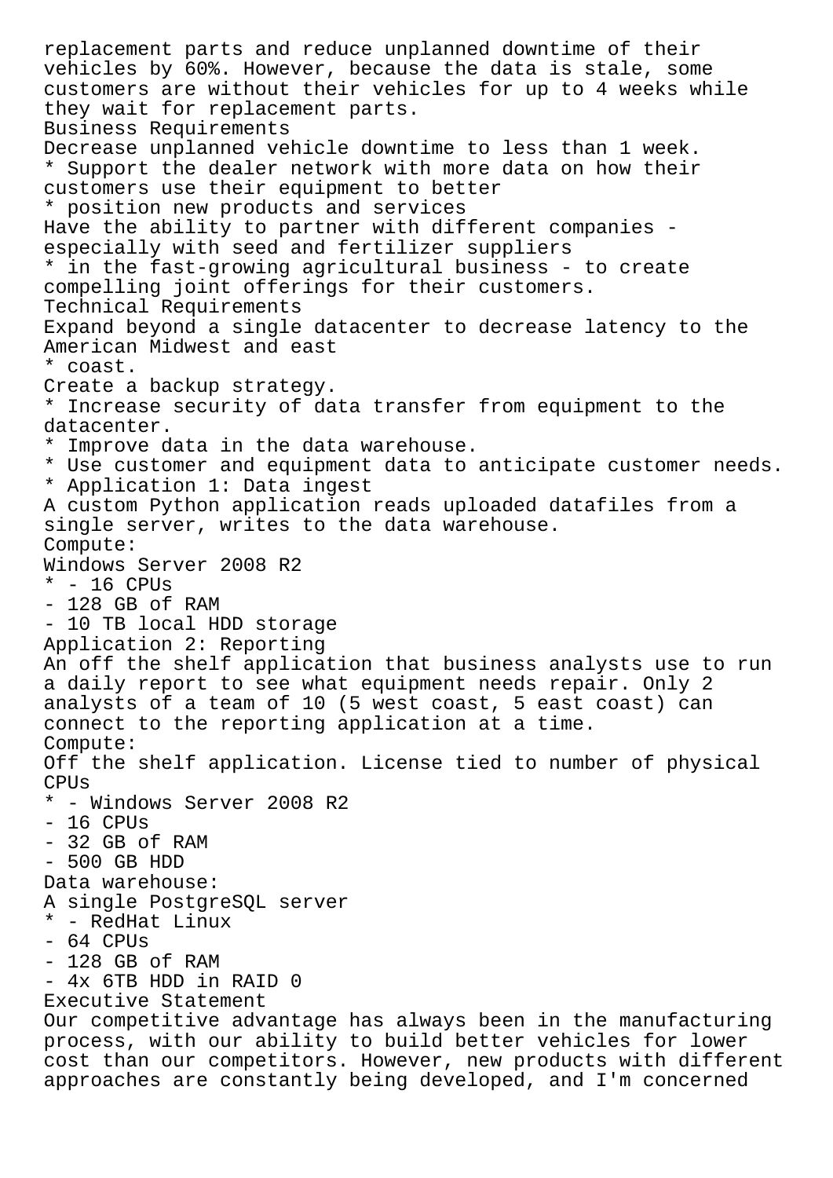replacement parts and reduce unplanned downtime of their vehicles by 60%. However, because the data is stale, some customers are without their vehicles for up to 4 weeks while they wait for replacement parts.

Business Requirements

Decrease unplanned vehicle downtime to less than 1 week.

* Support the dealer network with more data on how their customers use their equipment to better
* position new products and services

Have the ability to partner with different companies - especially with seed and fertilizer suppliers

* in the fast-growing agricultural business - to create compelling joint offerings for their customers.

Technical Requirements

Expand beyond a single datacenter to decrease latency to the American Midwest and east

* coast.

Create a backup strategy.

* Increase security of data transfer from equipment to the datacenter.
* Improve data in the data warehouse.
* Use customer and equipment data to anticipate customer needs.
* Application 1: Data ingest

A custom Python application reads uploaded datafiles from a single server, writes to the data warehouse.

Compute:

Windows Server 2008 R2

* - 16 CPUs

- 128 GB of RAM
- 10 TB local HDD storage

Application 2: Reporting

An off the shelf application that business analysts use to run a daily report to see what equipment needs repair. Only 2 analysts of a team of 10 (5 west coast, 5 east coast) can connect to the reporting application at a time.

Compute:

Off the shelf application. License tied to number of physical CPUs

* - Windows Server 2008 R2

- 16 CPUs
- 32 GB of RAM
- 500 GB HDD

Data warehouse:

A single PostgreSQL server

* - RedHat Linux

- 64 CPUs
- 128 GB of RAM
- 4x 6TB HDD in RAID 0

Executive Statement

Our competitive advantage has always been in the manufacturing process, with our ability to build better vehicles for lower cost than our competitors. However, new products with different approaches are constantly being developed, and I'm concerned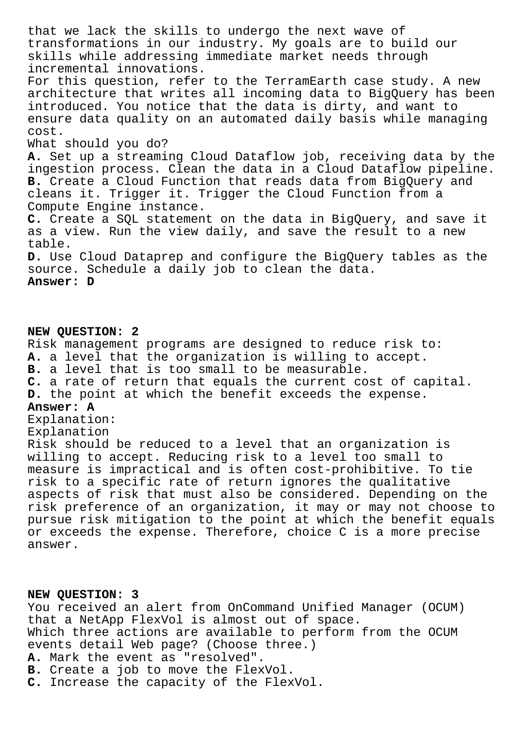that we lack the skills to undergo the next wave of transformations in our industry. My goals are to build our skills while addressing immediate market needs through incremental innovations.

For this question, refer to the TerramEarth case study. A new architecture that writes all incoming data to BigQuery has been introduced. You notice that the data is dirty, and want to ensure data quality on an automated daily basis while managing cost.

What should you do?

**A.** Set up a streaming Cloud Dataflow job, receiving data by the ingestion process. Clean the data in a Cloud Dataflow pipeline.
**B.** Create a Cloud Function that reads data from BigQuery and cleans it. Trigger it. Trigger the Cloud Function from a Compute Engine instance.
**C.** Create a SQL statement on the data in BigQuery, and save it as a view. Run the view daily, and save the result to a new table.
**D.** Use Cloud Dataprep and configure the BigQuery tables as the source. Schedule a daily job to clean the data.
**Answer: D**

**NEW QUESTION: 2**

Risk management programs are designed to reduce risk to:
**A.** a level that the organization is willing to accept.
**B.** a level that is too small to be measurable.
**C.** a rate of return that equals the current cost of capital.
**D.** the point at which the benefit exceeds the expense.
**Answer: A**

Explanation:
Explanation
Risk should be reduced to a level that an organization is willing to accept. Reducing risk to a level too small to measure is impractical and is often cost-prohibitive. To tie risk to a specific rate of return ignores the qualitative aspects of risk that must also be considered. Depending on the risk preference of an organization, it may or may not choose to pursue risk mitigation to the point at which the benefit equals or exceeds the expense. Therefore, choice C is a more precise answer.

**NEW QUESTION: 3**

You received an alert from OnCommand Unified Manager (OCUM) that a NetApp FlexVol is almost out of space.
Which three actions are available to perform from the OCUM events detail Web page? (Choose three.)
**A.** Mark the event as "resolved".
**B.** Create a job to move the FlexVol.
**C.** Increase the capacity of the FlexVol.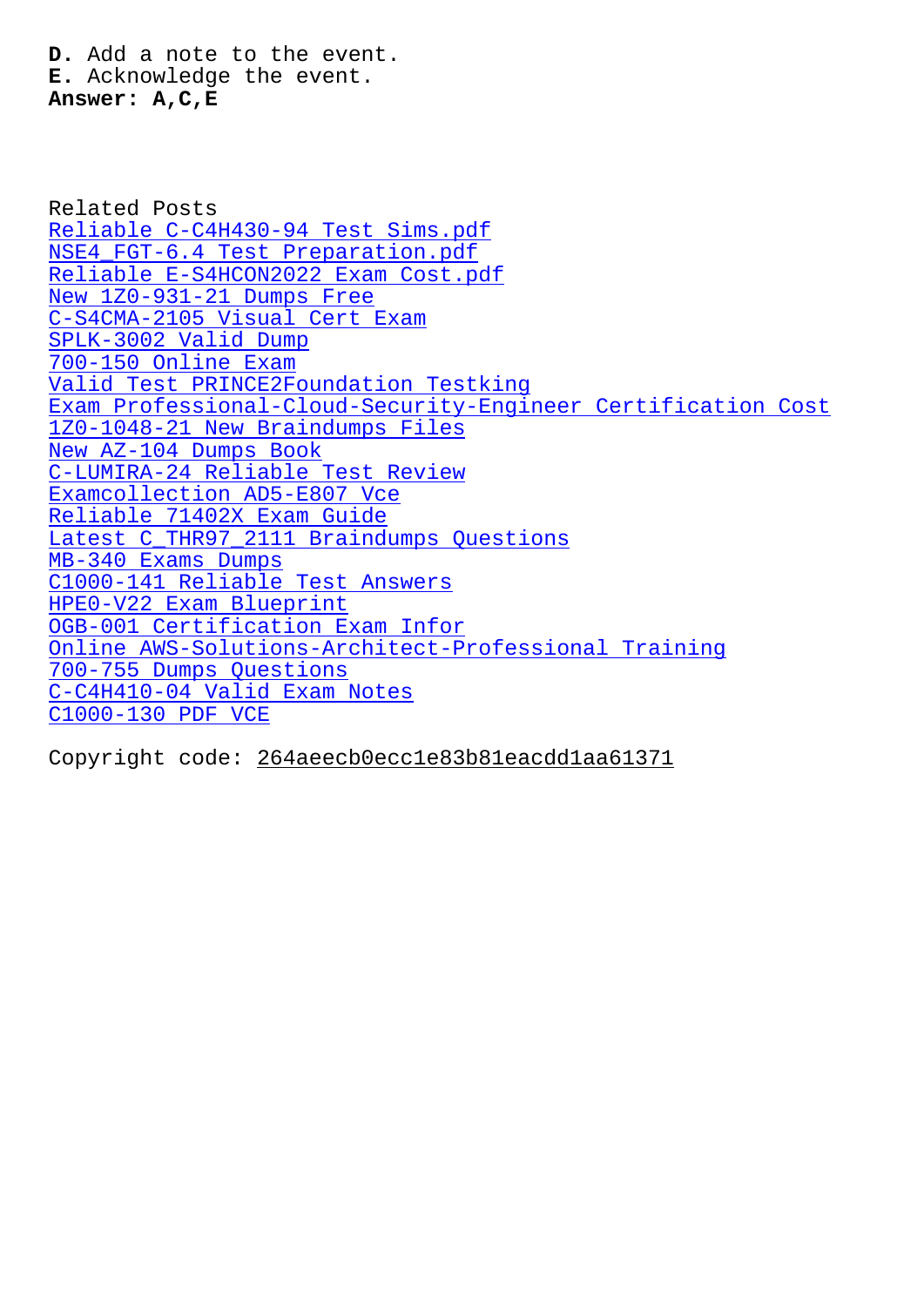**D.** Add a note to the event.
**E.** Acknowledge the event.
**Answer: A,C,E**

Related Posts
Reliable C-C4H430-94 Test Sims.pdf
NSE4_FGT-6.4 Test Preparation.pdf
Reliable E-S4HCON2022 Exam Cost.pdf
New 1Z0-931-21 Dumps Free
C-S4CMA-2105 Visual Cert Exam
SPLK-3002 Valid Dump
700-150 Online Exam
Valid Test PRINCE2Foundation Testking
Exam Professional-Cloud-Security-Engineer Certification Cost
1Z0-1048-21 New Braindumps Files
New AZ-104 Dumps Book
C-LUMIRA-24 Reliable Test Review
Examcollection AD5-E807 Vce
Reliable 71402X Exam Guide
Latest C_THR97_2111 Braindumps Questions
MB-340 Exams Dumps
C1000-141 Reliable Test Answers
HPE0-V22 Exam Blueprint
OGB-001 Certification Exam Infor
Online AWS-Solutions-Architect-Professional Training
700-755 Dumps Questions
C-C4H410-04 Valid Exam Notes
C1000-130 PDF VCE

Copyright code: 264aeecb0ecc1e83b81eacdd1aa61371